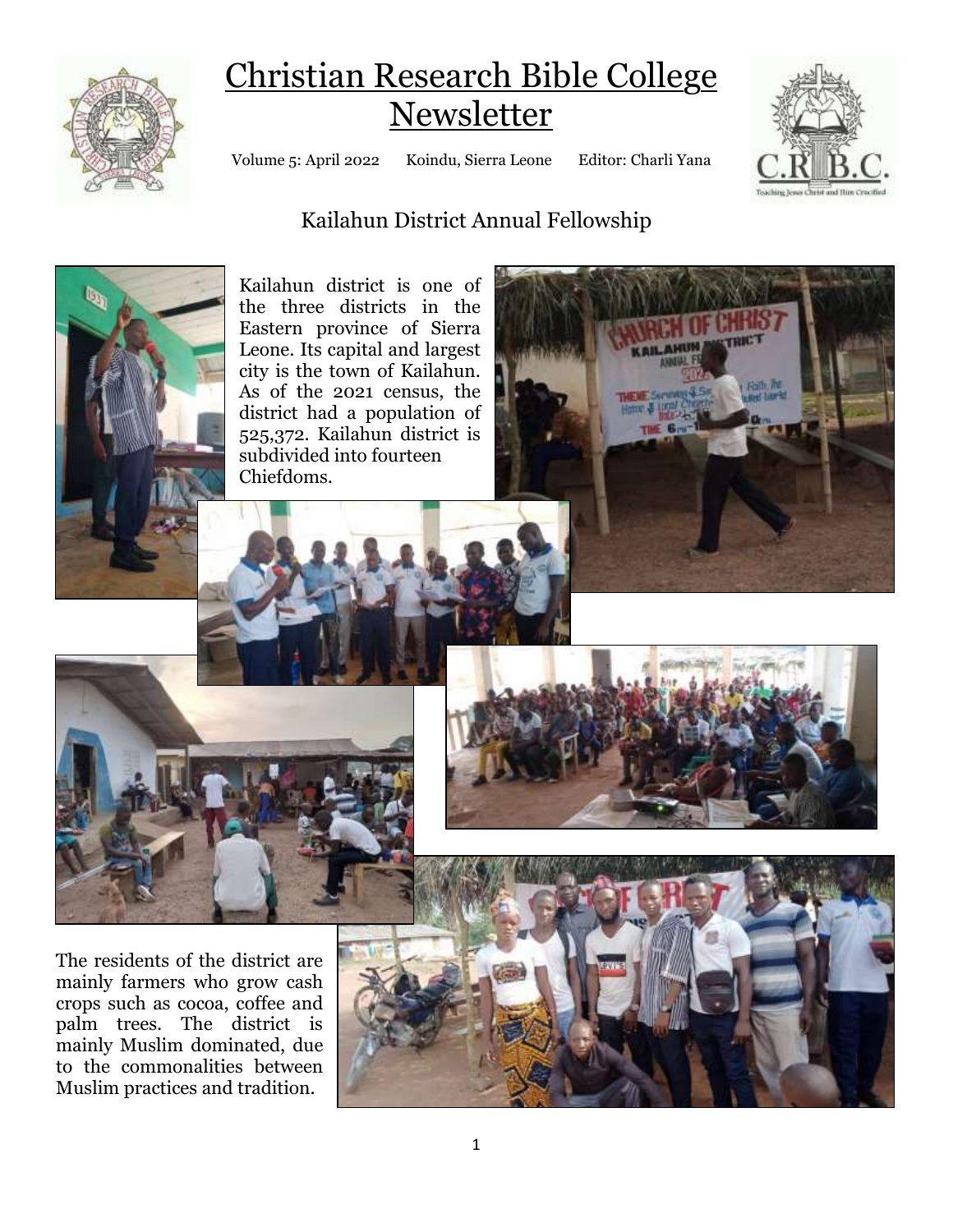# Christian Research Bible College Newsletter

Volume 5: April 2022 Koindu, Sierra Leone Editor: Charli Yana

## Kailahun District Annual Fellowship

Kailahun district is one of the three districts in the Eastern province of Sierra Leone. Its capital and largest city is the town of Kailahun. As of the 2021 census, the district had a population of 525,372. Kailahun district is subdivided into fourteen Chiefdoms.

The residents of the district are mainly farmers who grow cash crops such as cocoa, coffee and palm trees. The district is mainly Muslim dominated, due to the commonalities between Muslim practices and tradition.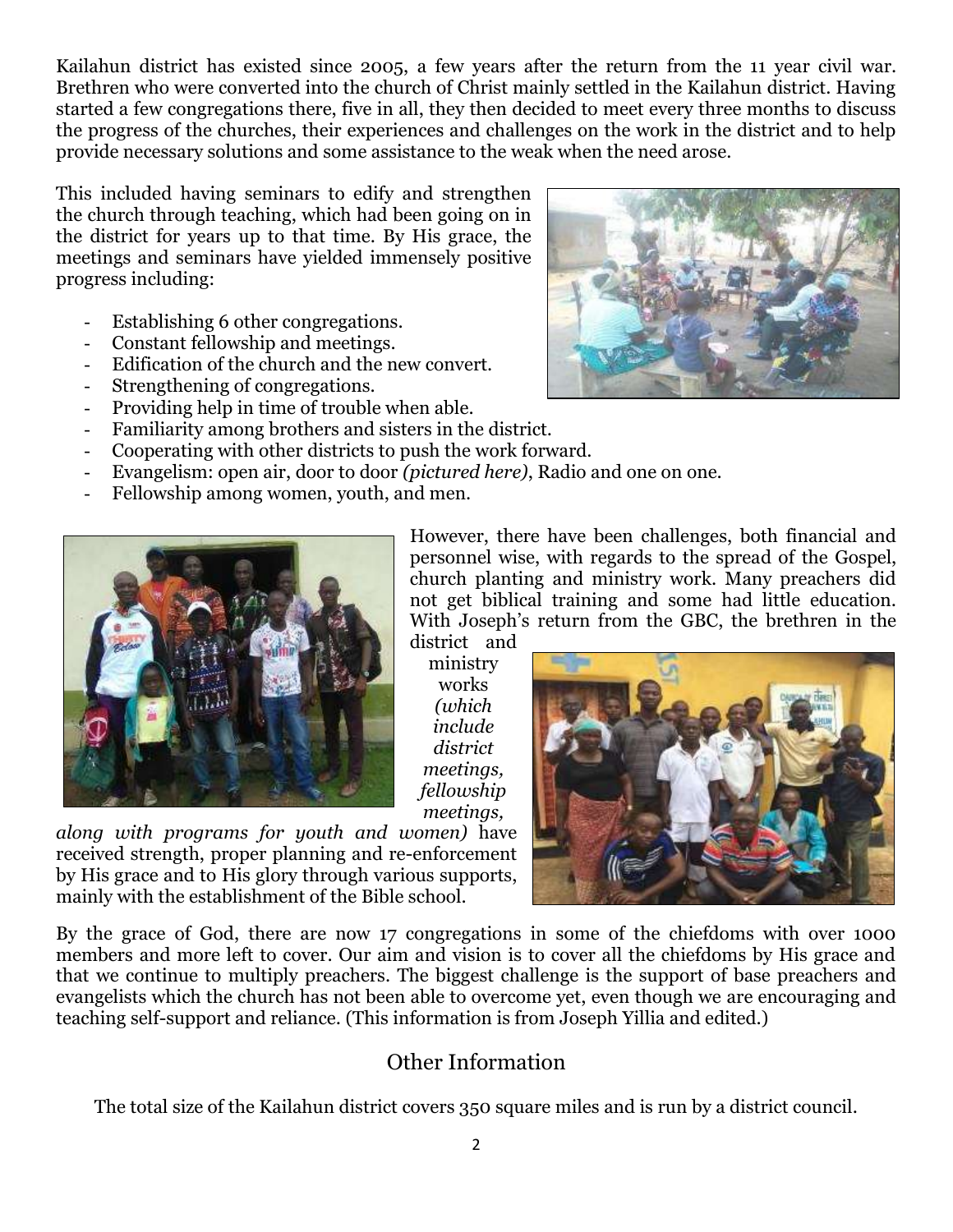Kailahun district has existed since 2005, a few years after the return from the 11 year civil war. Brethren who were converted into the church of Christ mainly settled in the Kailahun district. Having started a few congregations there, five in all, they then decided to meet every three months to discuss the progress of the churches, their experiences and challenges on the work in the district and to help provide necessary solutions and some assistance to the weak when the need arose.

This included having seminars to edify and strengthen the church through teaching, which had been going on in the district for years up to that time. By His grace, the meetings and seminars have yielded immensely positive progress including:

- Establishing 6 other congregations.
- Constant fellowship and meetings.
- Edification of the church and the new convert.
- Strengthening of congregations.
- Providing help in time of trouble when able.
- Familiarity among brothers and sisters in the district.
- Cooperating with other districts to push the work forward.
- Evangelism: open air, door to door *(pictured here)*, Radio and one on one.
- Fellowship among women, youth, and men.

However, there have been challenges, both financial and personnel wise, with regards to the spread of the Gospel, church planting and ministry work. Many preachers did not get biblical training and some had little education. With Joseph's return from the GBC, the brethren in the district and ministry works *(which include district meetings, fellowship meetings, along with programs for youth and women)* have received strength, proper planning and re-enforcement by His grace and to His glory through various supports, mainly with the establishment of the Bible school.

By the grace of God, there are now 17 congregations in some of the chiefdoms with over 1000 members and more left to cover. Our aim and vision is to cover all the chiefdoms by His grace and that we continue to multiply preachers. The biggest challenge is the support of base preachers and evangelists which the church has not been able to overcome yet, even though we are encouraging and teaching self-support and reliance. (This information is from Joseph Yillia and edited.)

## Other Information

The total size of the Kailahun district covers 350 square miles and is run by a district council.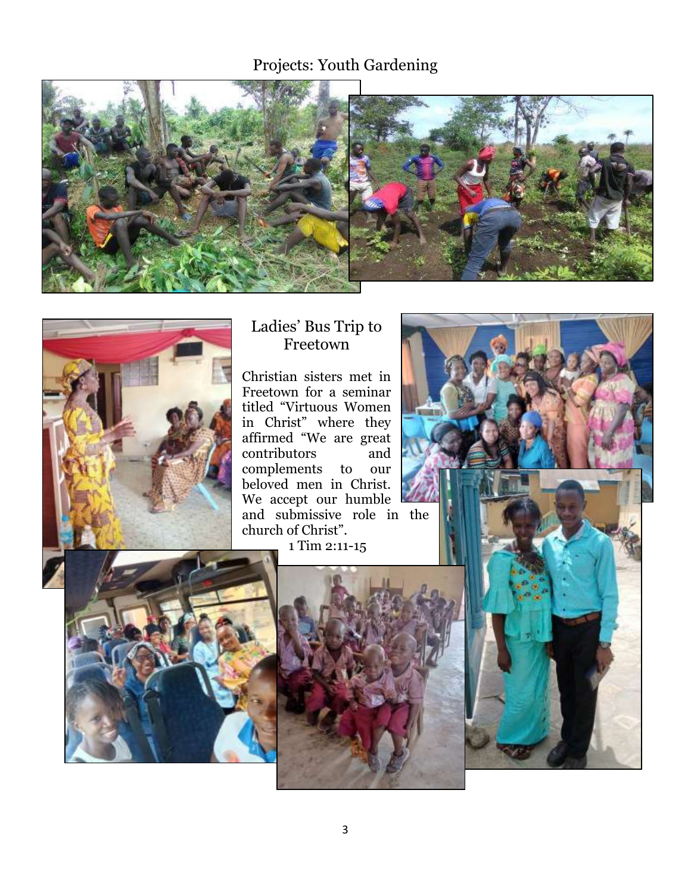## Projects: Youth Gardening

## Ladies' Bus Trip to Freetown

Christian sisters met in Freetown for a seminar titled "Virtuous Women in Christ" where they affirmed "We are great contributors and complements to our beloved men in Christ. We accept our humble and submissive role in the church of Christ".

1 Tim 2:11-15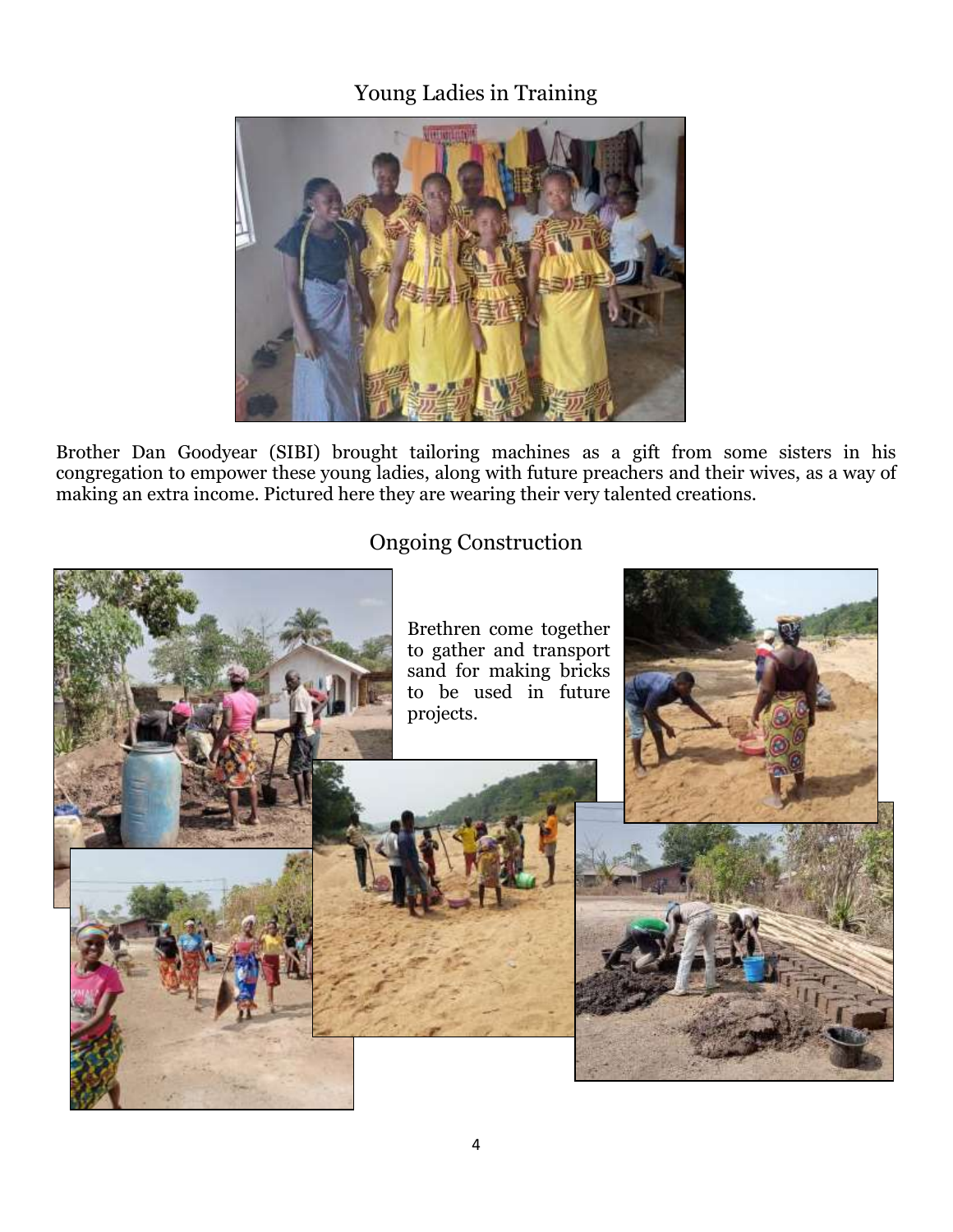## Young Ladies in Training

Brother Dan Goodyear (SIBI) brought tailoring machines as a gift from some sisters in his congregation to empower these young ladies, along with future preachers and their wives, as a way of making an extra income. Pictured here they are wearing their very talented creations.

## Ongoing Construction

Brethren come together to gather and transport sand for making bricks to be used in future projects.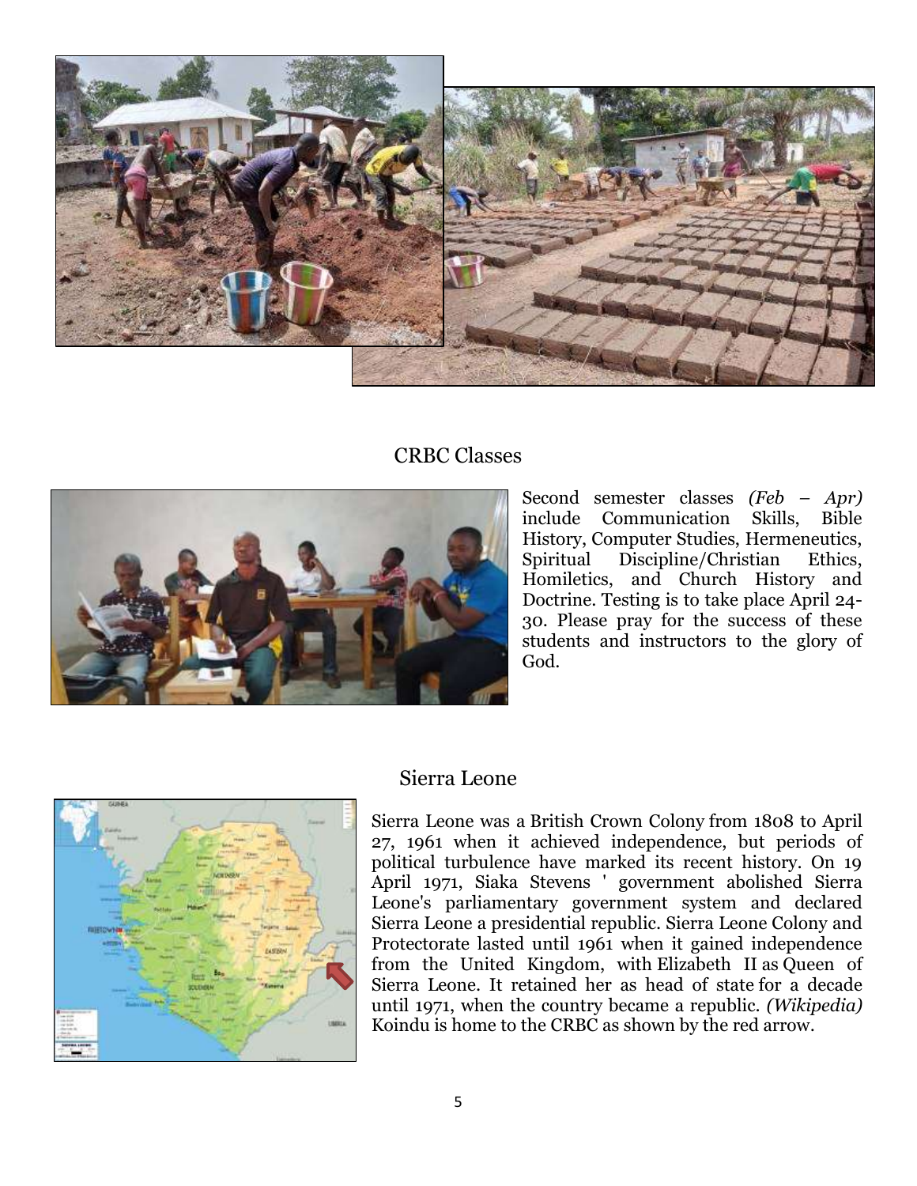## CRBC Classes

Second semester classes *(Feb – Apr)* include Communication Skills, Bible History, Computer Studies, Hermeneutics, Spiritual Discipline/Christian Ethics, Homiletics, and Church History and Doctrine. Testing is to take place April 24-30. Please pray for the success of these students and instructors to the glory of God.

## Sierra Leone

Sierra Leone was a British Crown Colony from 1808 to April 27, 1961 when it achieved independence, but periods of political turbulence have marked its recent history. On 19 April 1971, Siaka Stevens ' government abolished Sierra Leone's parliamentary government system and declared Sierra Leone a presidential republic. Sierra Leone Colony and Protectorate lasted until 1961 when it gained independence from the United Kingdom, with Elizabeth II as Queen of Sierra Leone. It retained her as head of state for a decade until 1971, when the country became a republic. *(Wikipedia)* Koindu is home to the CRBC as shown by the red arrow.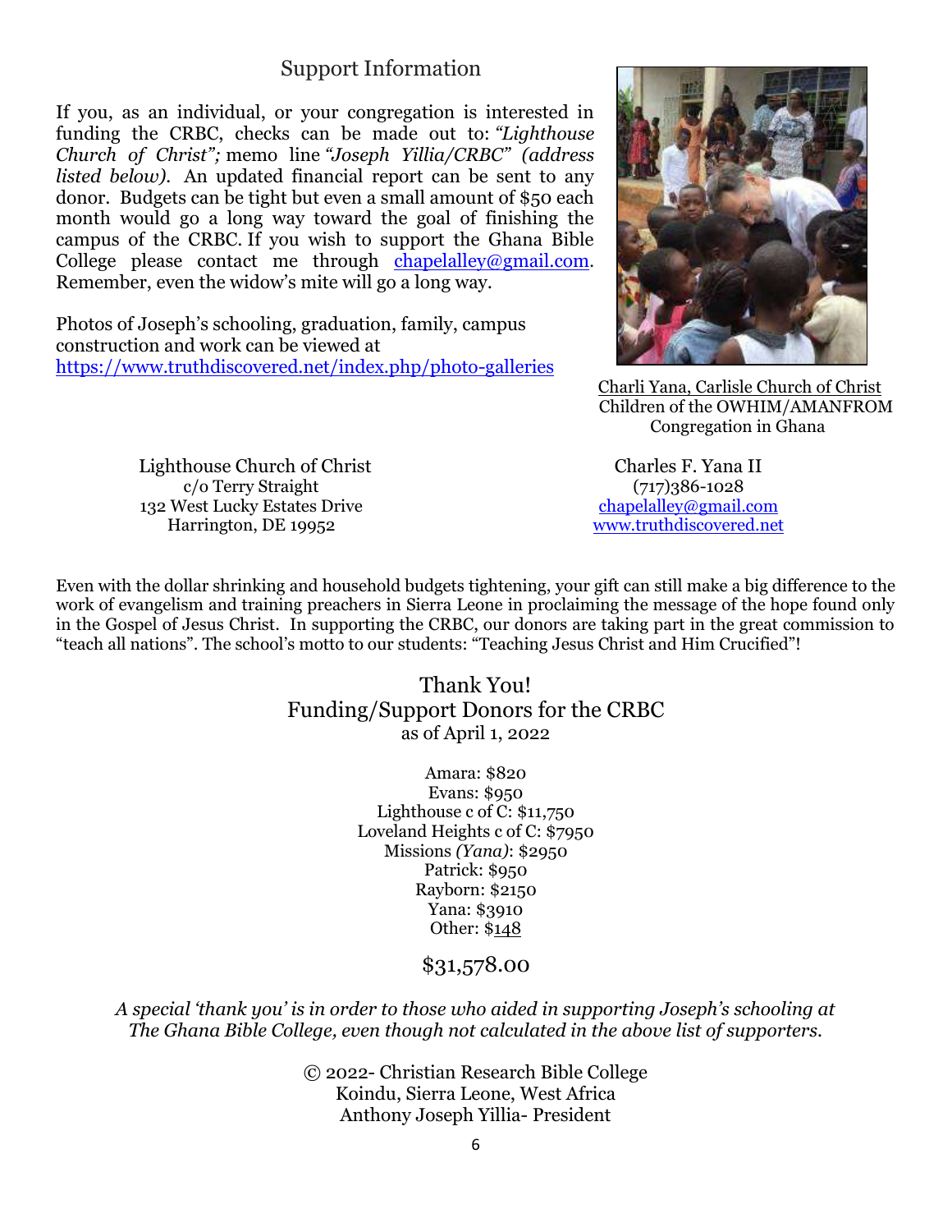## Support Information

If you, as an individual, or your congregation is interested in funding the CRBC, checks can be made out to: *"Lighthouse Church of Christ";* memo line *"Joseph Yillia/CRBC" (address listed below).* An updated financial report can be sent to any donor. Budgets can be tight but even a small amount of $50 each month would go a long way toward the goal of finishing the campus of the CRBC. If you wish to support the Ghana Bible College please contact me through chapelalley@gmail.com. Remember, even the widow's mite will go a long way.

Photos of Joseph's schooling, graduation, family, campus construction and work can be viewed at https://www.truthdiscovered.net/index.php/photo-galleries

Charli Yana, Carlisle Church of Christ
Children of the OWHIM/AMANFROM Congregation in Ghana

Lighthouse Church of Christ
c/o Terry Straight
132 West Lucky Estates Drive
Harrington, DE 19952

Charles F. Yana II
(717)386-1028
chapelalley@gmail.com
www.truthdiscovered.net

Even with the dollar shrinking and household budgets tightening, your gift can still make a big difference to the work of evangelism and training preachers in Sierra Leone in proclaiming the message of the hope found only in the Gospel of Jesus Christ. In supporting the CRBC, our donors are taking part in the great commission to "teach all nations". The school's motto to our students: "Teaching Jesus Christ and Him Crucified"!

## Thank You!
## Funding/Support Donors for the CRBC
as of April 1, 2022

Amara: $820
Evans: $950
Lighthouse c of C: $11,750
Loveland Heights c of C: $7950
Missions *(Yana)*: $2950
Patrick: $950
Rayborn: $2150
Yana: $3910
Other: $148

$31,578.00

*A special 'thank you' is in order to those who aided in supporting Joseph's schooling at The Ghana Bible College, even though not calculated in the above list of supporters.*

© 2022- Christian Research Bible College
Koindu, Sierra Leone, West Africa
Anthony Joseph Yillia- President